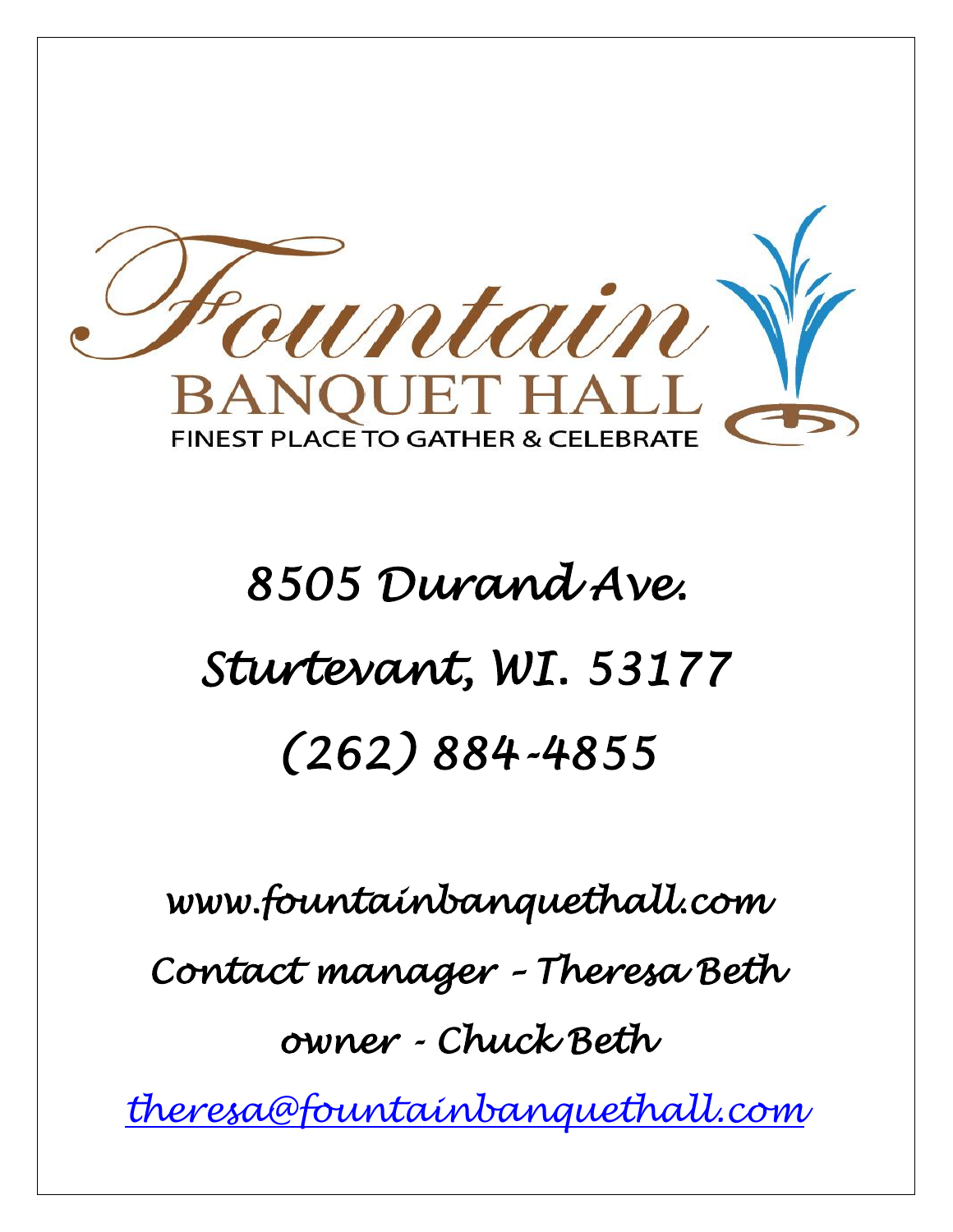# Fountain BANQUET HALL

FINEST PLACE TO GATHER & CELEBRATE

## 8505 Durand Ave.

## Sturtevant, WI. 53177

## (262) 884-4855

www.fountainbanquethall.com

Contact manager – Theresa Beth

owner - Chuck Beth

theresa@fountainbanquethall.com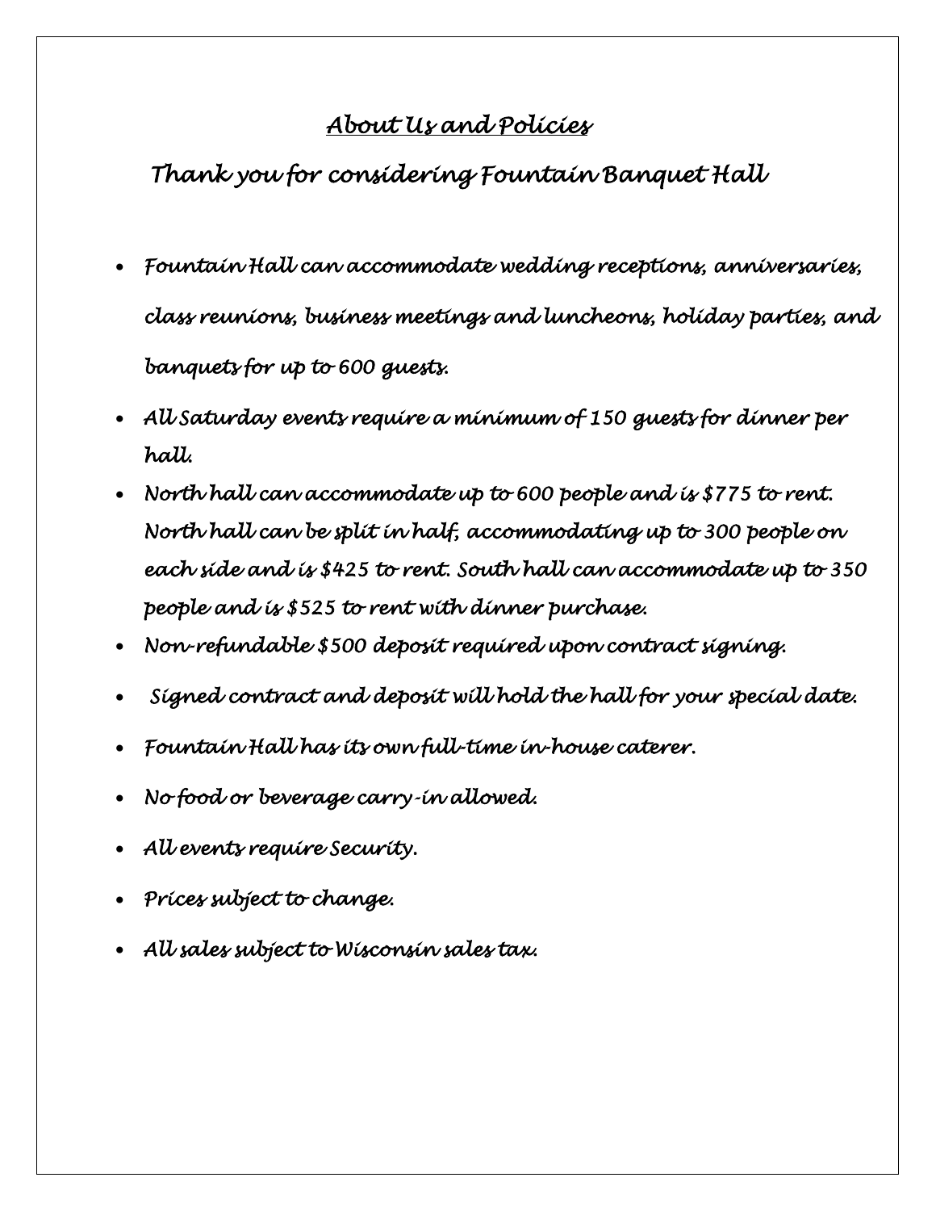## About Us and Policies

### Thank you for considering Fountain Banquet Hall

- Fountain Hall can accommodate wedding receptions, anniversaries, class reunions, business meetings and luncheons, holiday parties, and banquets for up to 600 guests.
- All Saturday events require a minimum of 150 guests for dinner per hall.
- North hall can accommodate up to 600 people and is $775 to rent. North hall can be split in half, accommodating up to 300 people on each side and is $425 to rent. South hall can accommodate up to 350 people and is $525 to rent with dinner purchase.
- Non-refundable $500 deposit required upon contract signing.
- Signed contract and deposit will hold the hall for your special date.
- Fountain Hall has its own full-time in-house caterer.
- No food or beverage carry-in allowed.
- All events require Security.
- Prices subject to change.
- All sales subject to Wisconsin sales tax.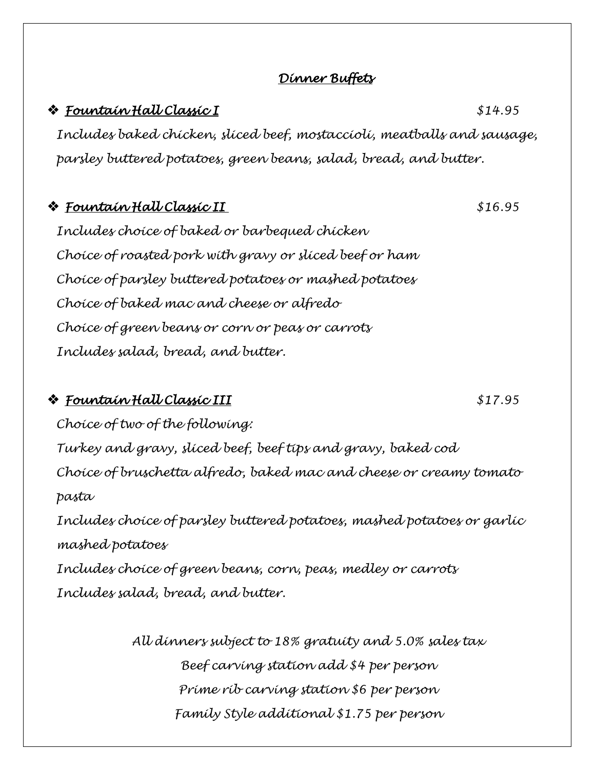## *Dinner Buffets*

- ***Fountain Hall Classic I*** *$14.95*

  *Includes baked chicken, sliced beef, mostaccioli, meatballs and sausage, parsley buttered potatoes, green beans, salad, bread, and butter.*

- ***Fountain Hall Classic II*** *$16.95*

  *Includes choice of baked or barbequed chicken*
  *Choice of roasted pork with gravy or sliced beef or ham*
  *Choice of parsley buttered potatoes or mashed potatoes*
  *Choice of baked mac and cheese or alfredo*
  *Choice of green beans or corn or peas or carrots*
  *Includes salad, bread, and butter.*

- ***Fountain Hall Classic III*** *$17.95*

  *Choice of two of the following:*
  *Turkey and gravy, sliced beef, beef tips and gravy, baked cod*
  *Choice of bruschetta alfredo, baked mac and cheese or creamy tomato pasta*
  *Includes choice of parsley buttered potatoes, mashed potatoes or garlic mashed potatoes*
  *Includes choice of green beans, corn, peas, medley or carrots*
  *Includes salad, bread, and butter.*

*All dinners subject to 18% gratuity and 5.0% sales tax*
*Beef carving station add $4 per person*
*Prime rib carving station $6 per person*
*Family Style additional $1.75 per person*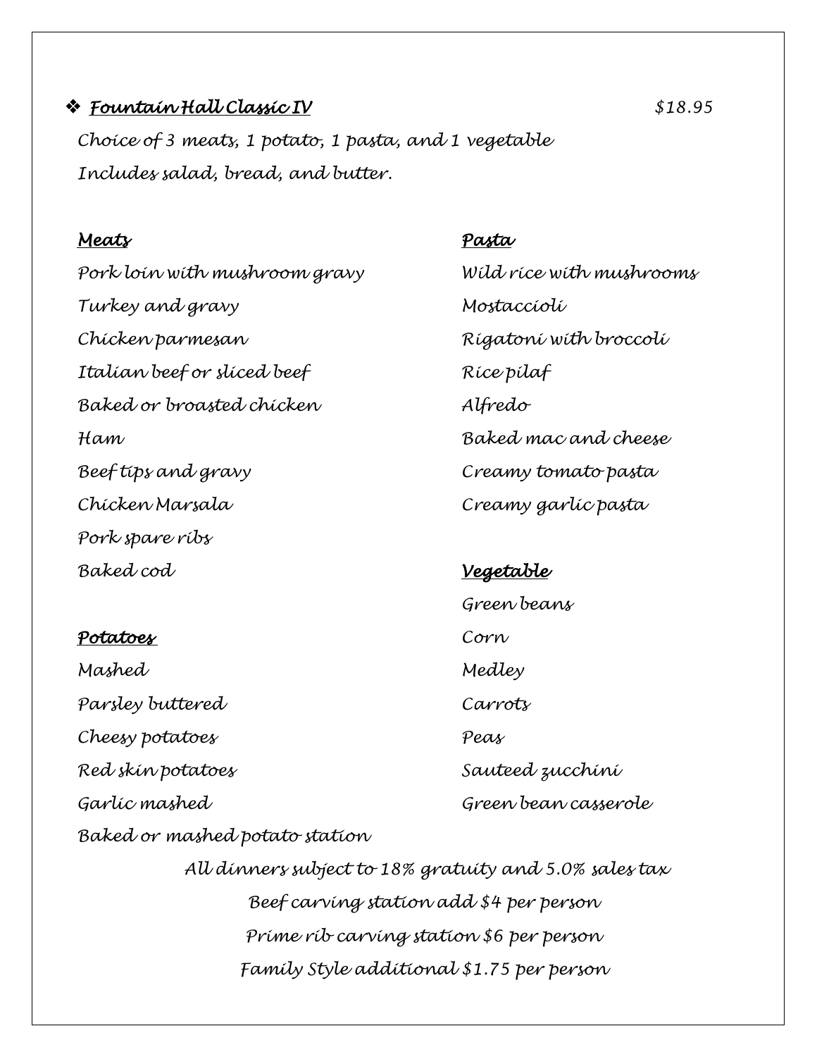## ❖ *Fountain Hall Classic IV* — *$18.95*

*Choice of 3 meats, 1 potato, 1 pasta, and 1 vegetable*
*Includes salad, bread, and butter.*

### *Meats*

*Pork loin with mushroom gravy*
*Turkey and gravy*
*Chicken parmesan*
*Italian beef or sliced beef*
*Baked or broasted chicken*
*Ham*
*Beef tips and gravy*
*Chicken Marsala*
*Pork spare ribs*
*Baked cod*

### *Potatoes*

*Mashed*
*Parsley buttered*
*Cheesy potatoes*
*Red skin potatoes*
*Garlic mashed*
*Baked or mashed potato station*

### *Pasta*

*Wild rice with mushrooms*
*Mostaccioli*
*Rigatoni with broccoli*
*Rice pilaf*
*Alfredo*
*Baked mac and cheese*
*Creamy tomato pasta*
*Creamy garlic pasta*

### *Vegetable*

*Green beans*
*Corn*
*Medley*
*Carrots*
*Peas*
*Sauteed zucchini*
*Green bean casserole*

*All dinners subject to 18% gratuity and 5.0% sales tax*
*Beef carving station add $4 per person*
*Prime rib carving station $6 per person*
*Family Style additional $1.75 per person*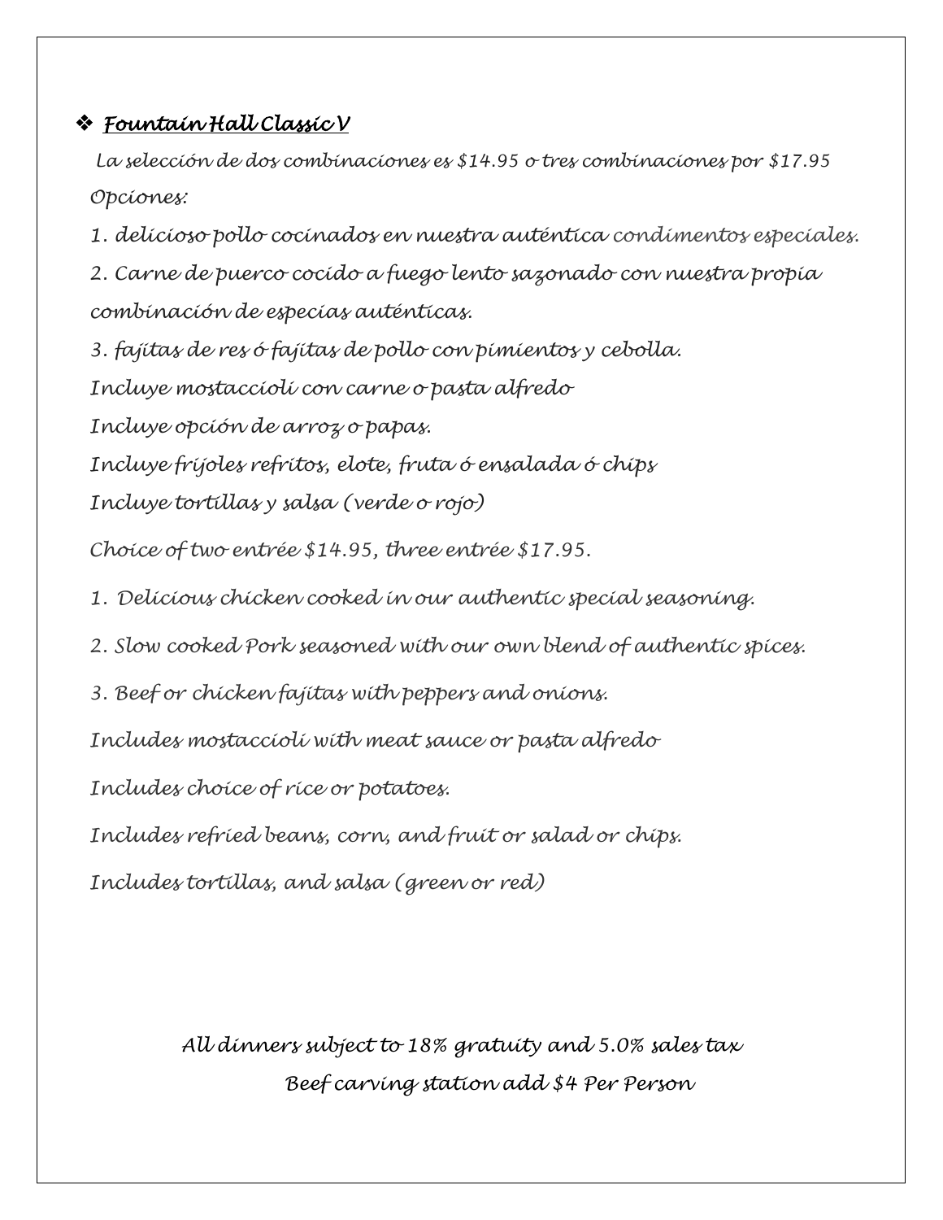## ❖ ***Fountain Hall Classic V***

*La selección de dos combinaciones es $14.95 o tres combinaciones por $17.95*

*Opciones:*

*1. delicioso pollo cocinados en nuestra auténtica condimentos especiales.*

*2. Carne de puerco cocido a fuego lento sazonado con nuestra propia combinación de especias auténticas.*

*3. fajitas de res ó fajitas de pollo con pimientos y cebolla.*

*Incluye mostaccioli con carne o pasta alfredo*

*Incluye opción de arroz o papas.*

*Incluye frijoles refritos, elote, fruta ó ensalada ó chips*

*Incluye tortillas y salsa (verde o rojo)*

*Choice of two entrée $14.95, three entrée $17.95.*

*1. Delicious chicken cooked in our authentic special seasoning.*

*2. Slow cooked Pork seasoned with our own blend of authentic spices.*

*3. Beef or chicken fajitas with peppers and onions.*

*Includes mostaccioli with meat sauce or pasta alfredo*

*Includes choice of rice or potatoes.*

*Includes refried beans, corn, and fruit or salad or chips.*

*Includes tortillas, and salsa (green or red)*

*All dinners subject to 18% gratuity and 5.0% sales tax*

*Beef carving station add $4 Per Person*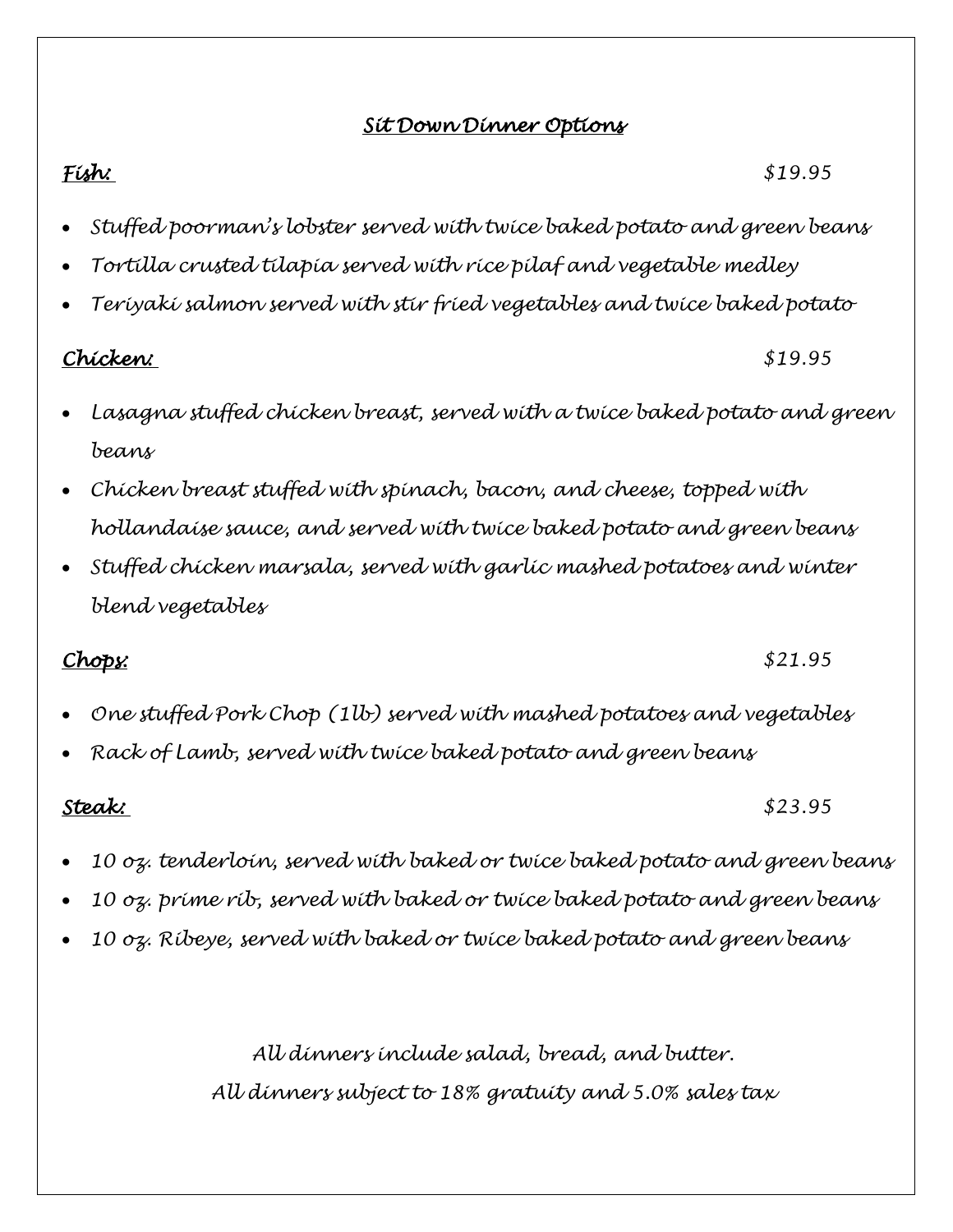## ***Sit Down Dinner Options***

***Fish:*** *$19.95*

- *Stuffed poorman's lobster served with twice baked potato and green beans*
- *Tortilla crusted tilapia served with rice pilaf and vegetable medley*
- *Teriyaki salmon served with stir fried vegetables and twice baked potato*

***Chicken:*** *$19.95*

- *Lasagna stuffed chicken breast, served with a twice baked potato and green beans*
- *Chicken breast stuffed with spinach, bacon, and cheese, topped with hollandaise sauce, and served with twice baked potato and green beans*
- *Stuffed chicken marsala, served with garlic mashed potatoes and winter blend vegetables*

***Chops:*** *$21.95*

- *One stuffed Pork Chop (1lb) served with mashed potatoes and vegetables*
- *Rack of Lamb, served with twice baked potato and green beans*

***Steak:*** *$23.95*

- *10 oz. tenderloin, served with baked or twice baked potato and green beans*
- *10 oz. prime rib, served with baked or twice baked potato and green beans*
- *10 oz. Ribeye, served with baked or twice baked potato and green beans*

*All dinners include salad, bread, and butter.*

*All dinners subject to 18% gratuity and 5.0% sales tax*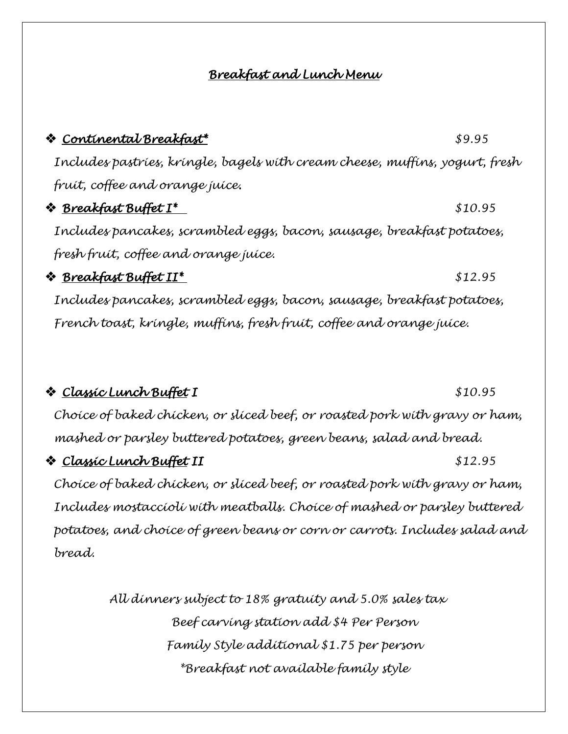## Breakfast and Lunch Menu

- **Continental Breakfast*** — $9.95
  Includes pastries, kringle, bagels with cream cheese, muffins, yogurt, fresh fruit, coffee and orange juice.
- **Breakfast Buffet I*** — $10.95
  Includes pancakes, scrambled eggs, bacon, sausage, breakfast potatoes, fresh fruit, coffee and orange juice.
- **Breakfast Buffet II*** — $12.95
  Includes pancakes, scrambled eggs, bacon, sausage, breakfast potatoes, French toast, kringle, muffins, fresh fruit, coffee and orange juice.

- **Classic Lunch Buffet I** — $10.95
  Choice of baked chicken, or sliced beef, or roasted pork with gravy or ham, mashed or parsley buttered potatoes, green beans, salad and bread.
- **Classic Lunch Buffet II** — $12.95
  Choice of baked chicken, or sliced beef, or roasted pork with gravy or ham, Includes mostaccioli with meatballs. Choice of mashed or parsley buttered potatoes, and choice of green beans or corn or carrots. Includes salad and bread.

*All dinners subject to 18% gratuity and 5.0% sales tax*
*Beef carving station add $4 Per Person*
*Family Style additional $1.75 per person*
**Breakfast not available family style*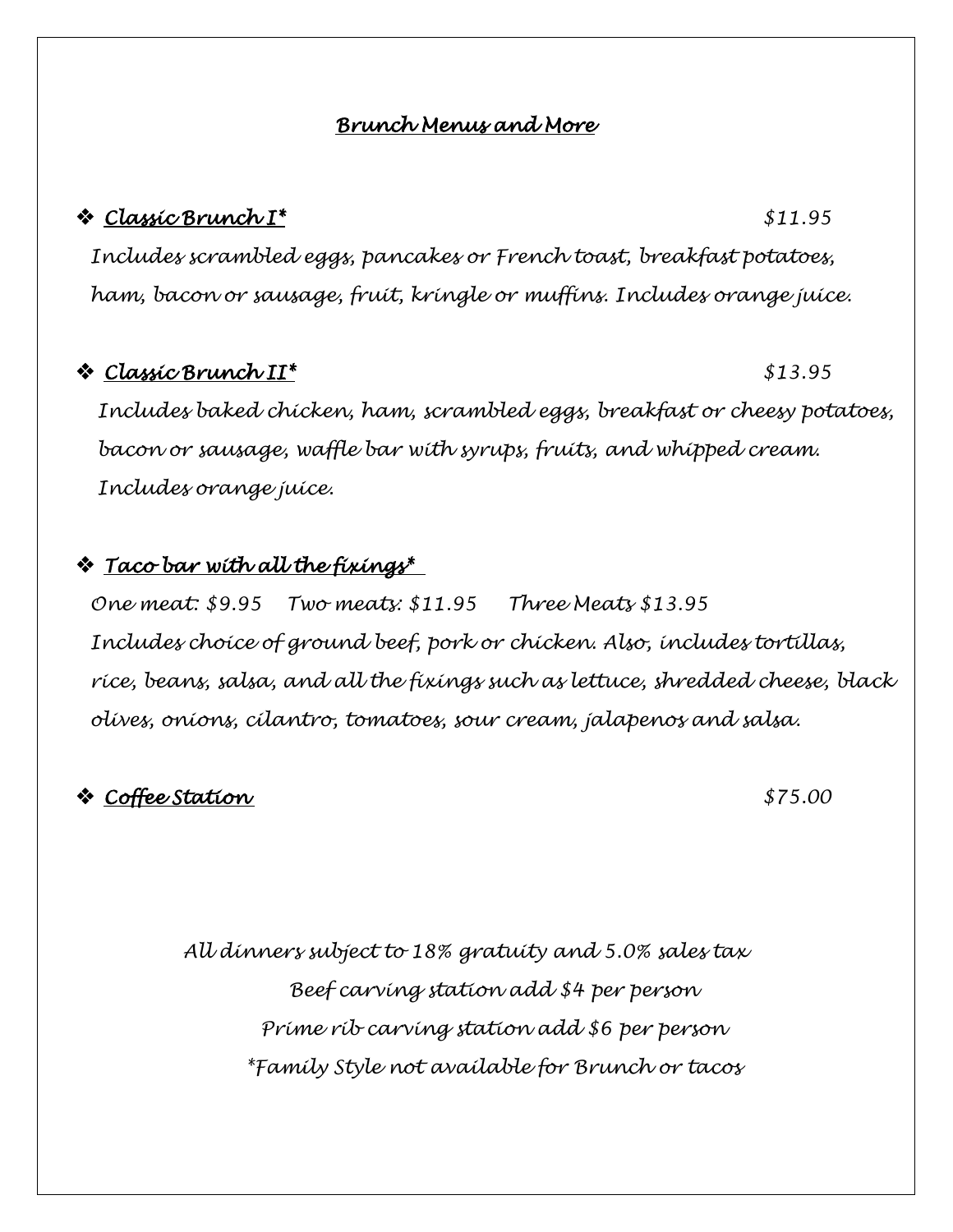# *Brunch Menus and More*

- ***Classic Brunch I**** $11.95

*Includes scrambled eggs, pancakes or French toast, breakfast potatoes, ham, bacon or sausage, fruit, kringle or muffins. Includes orange juice.*

- ***Classic Brunch II**** $13.95

*Includes baked chicken, ham, scrambled eggs, breakfast or cheesy potatoes, bacon or sausage, waffle bar with syrups, fruits, and whipped cream. Includes orange juice.*

- ***Taco bar with all the fixings****

*One meat: $9.95 Two meats: $11.95 Three Meats $13.95*

*Includes choice of ground beef, pork or chicken. Also, includes tortillas, rice, beans, salsa, and all the fixings such as lettuce, shredded cheese, black olives, onions, cilantro, tomatoes, sour cream, jalapenos and salsa.*

- ***Coffee Station*** $75.00

*All dinners subject to 18% gratuity and 5.0% sales tax*

*Beef carving station add $4 per person*

*Prime rib carving station add $6 per person*

**Family Style not available for Brunch or tacos*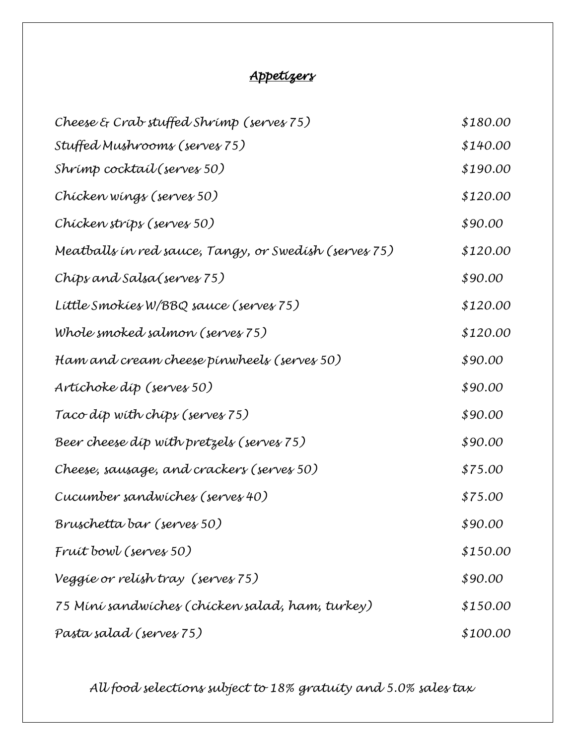## Appetizers

| | |
|---|---|
| Cheese & Crab stuffed Shrimp (serves 75) | $180.00 |
| Stuffed Mushrooms (serves 75) | $140.00 |
| Shrimp cocktail(serves 50) | $190.00 |
| Chicken wings (serves 50) | $120.00 |
| Chicken strips (serves 50) | $90.00 |
| Meatballs in red sauce, Tangy, or Swedish (serves 75) | $120.00 |
| Chips and Salsa(serves 75) | $90.00 |
| Little Smokies W/BBQ sauce (serves 75) | $120.00 |
| Whole smoked salmon (serves 75) | $120.00 |
| Ham and cream cheese pinwheels (serves 50) | $90.00 |
| Artichoke dip (serves 50) | $90.00 |
| Taco dip with chips (serves 75) | $90.00 |
| Beer cheese dip with pretzels (serves 75) | $90.00 |
| Cheese, sausage, and crackers (serves 50) | $75.00 |
| Cucumber sandwiches (serves 40) | $75.00 |
| Bruschetta bar (serves 50) | $90.00 |
| Fruit bowl (serves 50) | $150.00 |
| Veggie or relish tray (serves 75) | $90.00 |
| 75 Mini sandwiches (chicken salad, ham, turkey) | $150.00 |
| Pasta salad (serves 75) | $100.00 |

*All food selections subject to 18% gratuity and 5.0% sales tax*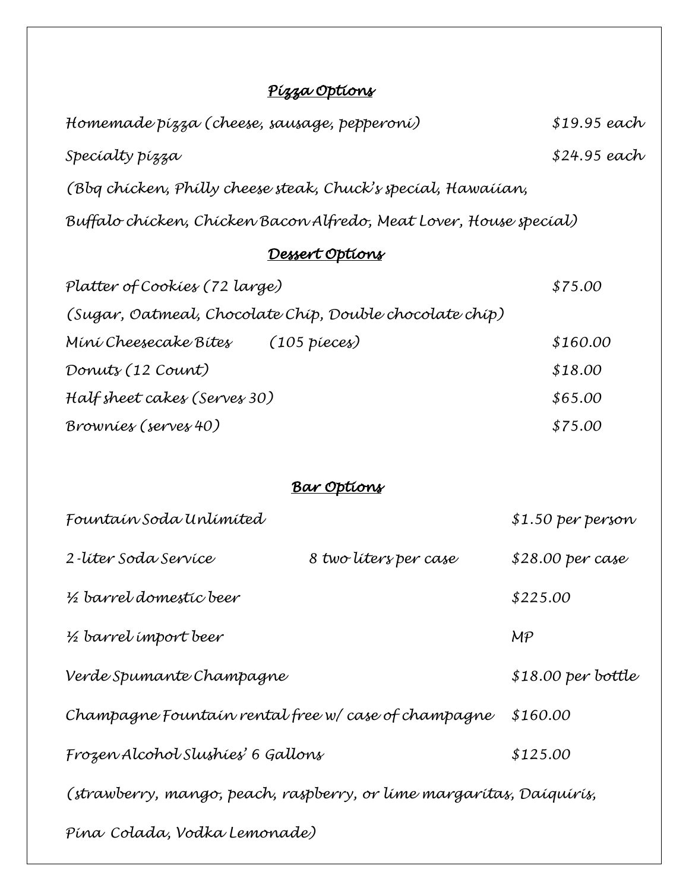## *Pizza Options*

| | |
|---|---|
| *Homemade pizza (cheese, sausage, pepperoni)* | *$19.95 each* |
| *Specialty pizza* | *$24.95 each* |

*(Bbq chicken, Philly cheese steak, Chuck's special, Hawaiian, Buffalo chicken, Chicken Bacon Alfredo, Meat Lover, House special)*

## *Dessert Options*

| | |
|---|---|
| *Platter of Cookies (72 large)* | *$75.00* |
| *(Sugar, Oatmeal, Chocolate Chip, Double chocolate chip)* | |
| *Mini Cheesecake Bites (105 pieces)* | *$160.00* |
| *Donuts (12 Count)* | *$18.00* |
| *Half sheet cakes (Serves 30)* | *$65.00* |
| *Brownies (serves 40)* | *$75.00* |

## *Bar Options*

| | | |
|---|---|---|
| *Fountain Soda Unlimited* | | *$1.50 per person* |
| *2-liter Soda Service* | *8 two liters per case* | *$28.00 per case* |
| *½ barrel domestic beer* | | *$225.00* |
| *½ barrel import beer* | | *MP* |
| *Verde Spumante Champagne* | | *$18.00 per bottle* |
| *Champagne Fountain rental free w/ case of champagne* | | *$160.00* |
| *Frozen Alcohol Slushies' 6 Gallons* | | *$125.00* |

*(strawberry, mango, peach, raspberry, or lime margaritas, Daiquiris, Pina Colada, Vodka Lemonade)*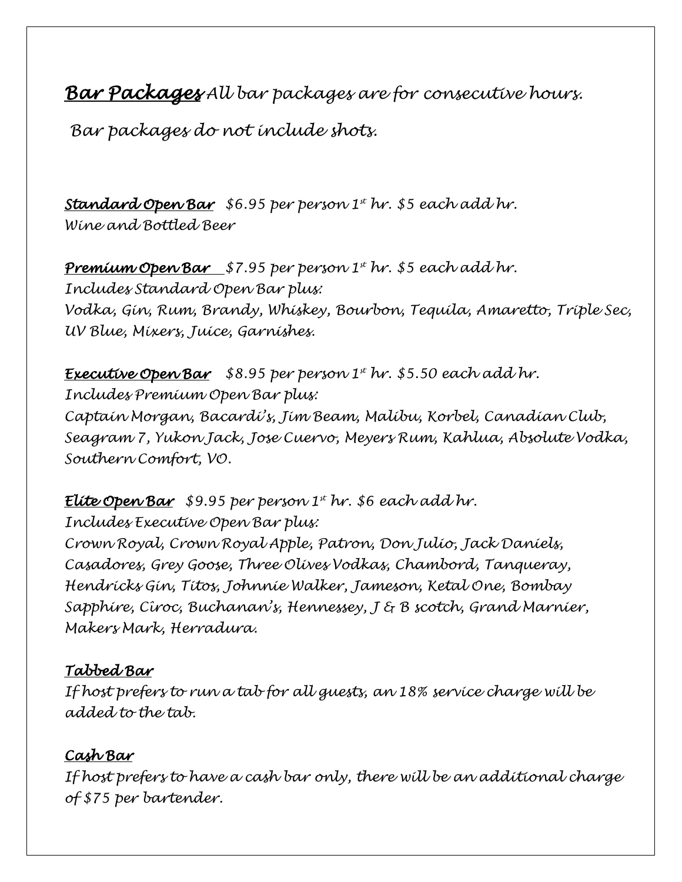**<u>Bar Packages</u>** *All bar packages are for consecutive hours.*

*Bar packages do not include shots.*

***<u>Standard Open Bar</u>*** *\$6.95 per person 1st hr. \$5 each add hr.*
*Wine and Bottled Beer*

***<u>Premium Open Bar</u>*** *\$7.95 per person 1st hr. \$5 each add hr.*
*Includes Standard Open Bar plus:*
*Vodka, Gin, Rum, Brandy, Whiskey, Bourbon, Tequila, Amaretto, Triple Sec, UV Blue, Mixers, Juice, Garnishes.*

***<u>Executive Open Bar</u>*** *\$8.95 per person 1st hr. \$5.50 each add hr.*
*Includes Premium Open Bar plus:*
*Captain Morgan, Bacardi's, Jim Beam, Malibu, Korbel, Canadian Club, Seagram 7, Yukon Jack, Jose Cuervo, Meyers Rum, Kahlua, Absolute Vodka, Southern Comfort, VO.*

***<u>Elite Open Bar</u>*** *\$9.95 per person 1st hr. \$6 each add hr.*
*Includes Executive Open Bar plus:*
*Crown Royal, Crown Royal Apple, Patron, Don Julio, Jack Daniels, Casadores, Grey Goose, Three Olives Vodkas, Chambord, Tanqueray, Hendricks Gin, Titos, Johnnie Walker, Jameson, Ketal One, Bombay Sapphire, Ciroc, Buchanan's, Hennessey, J & B scotch, Grand Marnier, Makers Mark, Herradura.*

***<u>Tabbed Bar</u>***
*If host prefers to run a tab for all guests, an 18% service charge will be added to the tab.*

***<u>Cash Bar</u>***
*If host prefers to have a cash bar only, there will be an additional charge of \$75 per bartender.*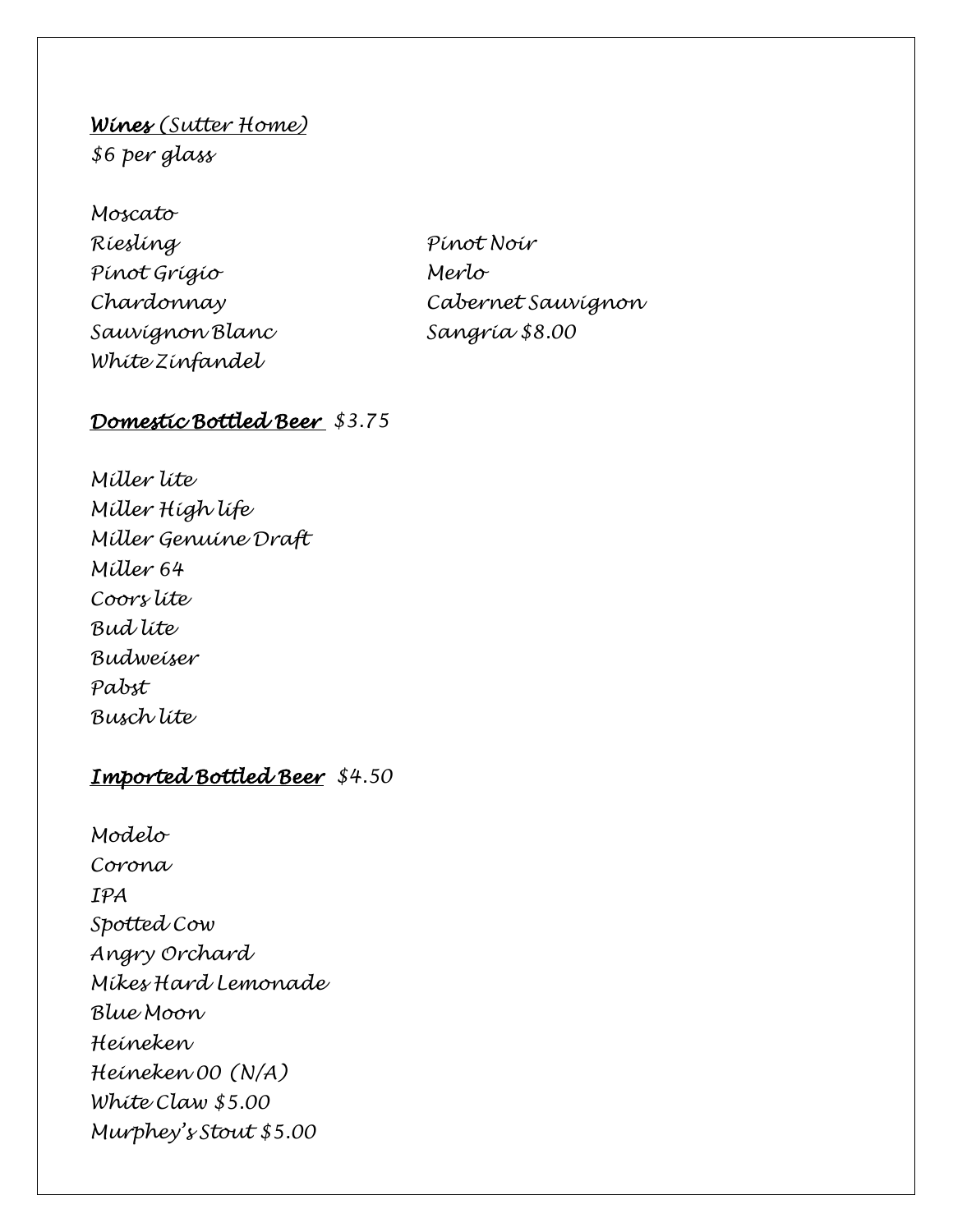***Wines*** *(Sutter Home)*
*$6 per glass*

*Moscato*
*Riesling*
*Pinot Grigio*
*Chardonnay*
*Sauvignon Blanc*
*White Zinfandel*
*Pinot Noir*
*Merlo*
*Cabernet Sauvignon*
*Sangria $8.00*

***Domestic Bottled Beer*** *$3.75*

*Miller lite*
*Miller High life*
*Miller Genuine Draft*
*Miller 64*
*Coors lite*
*Bud lite*
*Budweiser*
*Pabst*
*Busch lite*

***Imported Bottled Beer*** *$4.50*

*Modelo*
*Corona*
*IPA*
*Spotted Cow*
*Angry Orchard*
*Mikes Hard Lemonade*
*Blue Moon*
*Heineken*
*Heineken 00 (N/A)*
*White Claw $5.00*
*Murphey's Stout $5.00*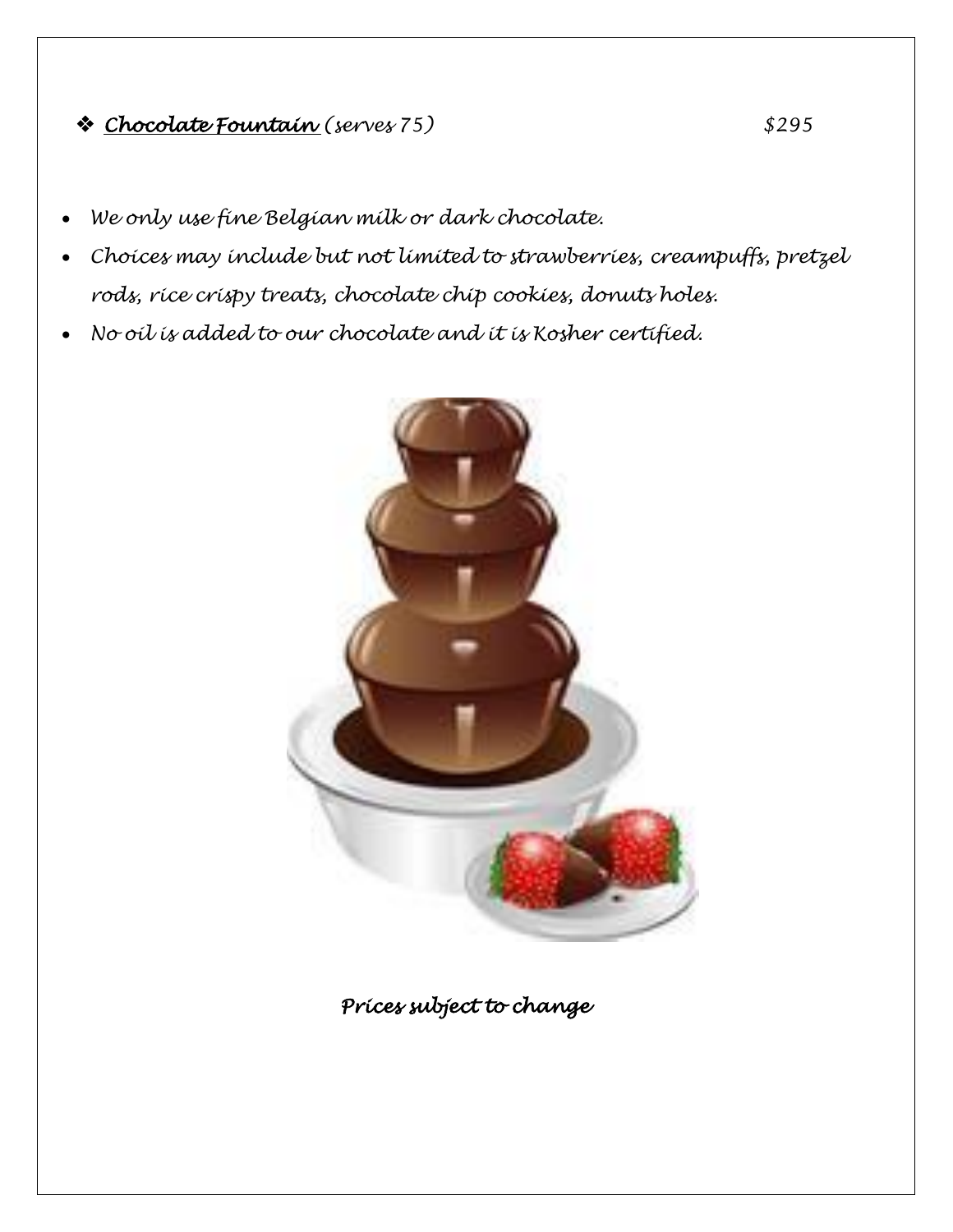❖ ***<u>Chocolate Fountain</u>*** *(serves 75)* *$295*

- *We only use fine Belgian milk or dark chocolate.*
- *Choices may include but not limited to strawberries, creampuffs, pretzel rods, rice crispy treats, chocolate chip cookies, donuts holes.*
- *No oil is added to our chocolate and it is Kosher certified.*

***Prices subject to change***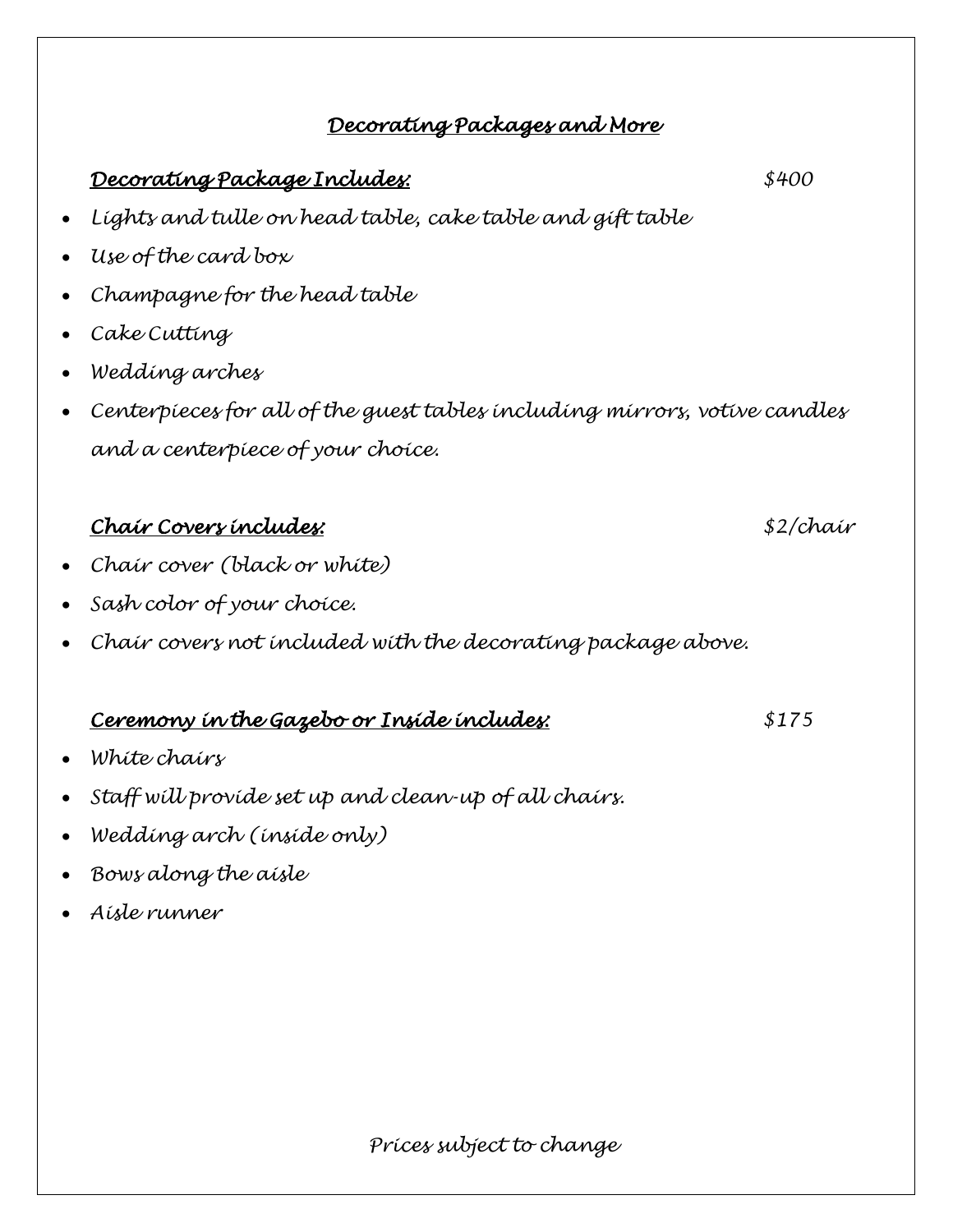## Decorating Packages and More

### Decorating Package Includes: $400

- Lights and tulle on head table, cake table and gift table
- Use of the card box
- Champagne for the head table
- Cake Cutting
- Wedding arches
- Centerpieces for all of the guest tables including mirrors, votive candles and a centerpiece of your choice.

### Chair Covers includes: $2/chair

- Chair cover (black or white)
- Sash color of your choice.
- Chair covers not included with the decorating package above.

### Ceremony in the Gazebo or Inside includes: $175

- White chairs
- Staff will provide set up and clean-up of all chairs.
- Wedding arch (inside only)
- Bows along the aisle
- Aisle runner

*Prices subject to change*